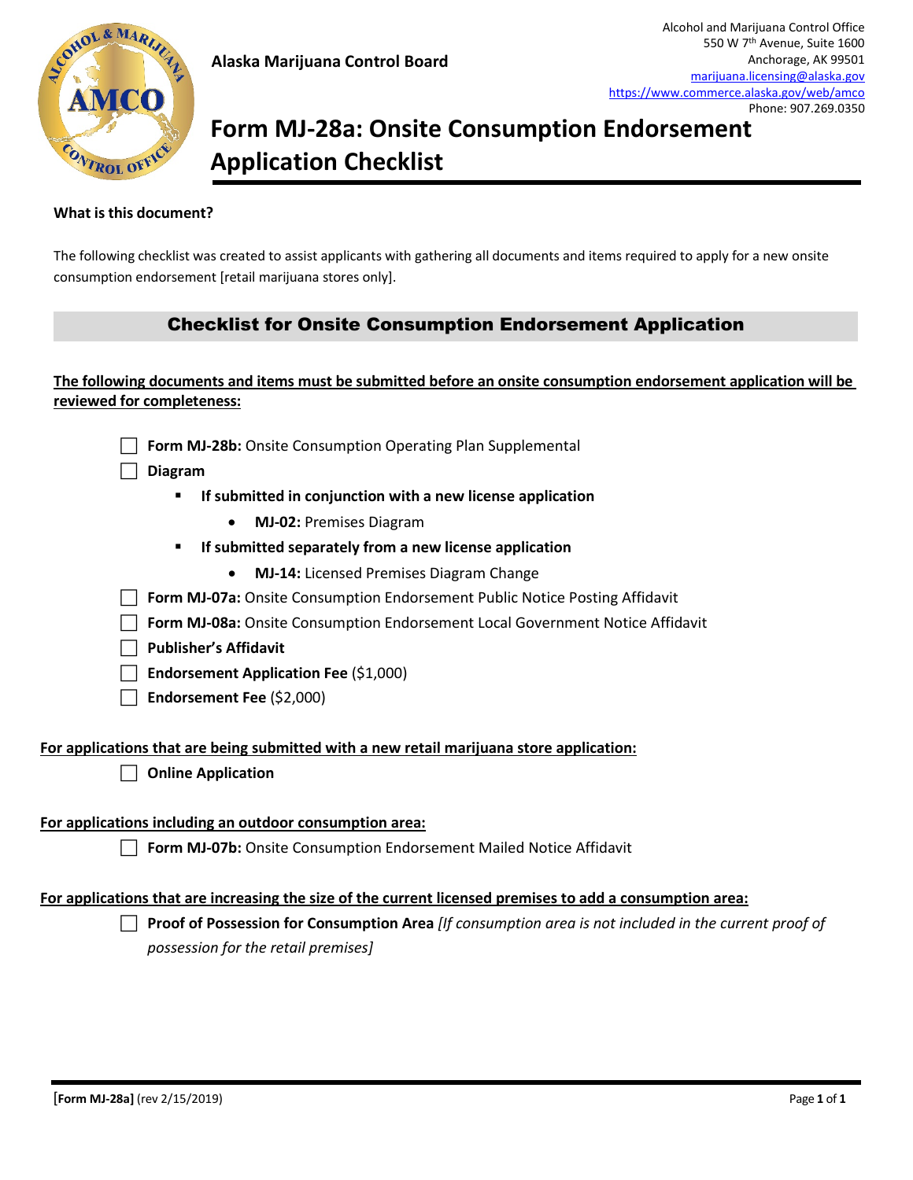Alaska Marijuana Control Board

Alcohol and Marijuana Control Office
550 W 7th Avenue, Suite 1600
Anchorage, AK 99501
marijuana.licensing@alaska.gov
https://www.commerce.alaska.gov/web/amco
Phone: 907.269.0350

# Form MJ-28a: Onsite Consumption Endorsement Application Checklist

**What is this document?**

The following checklist was created to assist applicants with gathering all documents and items required to apply for a new onsite consumption endorsement [retail marijuana stores only].

## Checklist for Onsite Consumption Endorsement Application

**The following documents and items must be submitted before an onsite consumption endorsement application will be reviewed for completeness:**

- ☐ **Form MJ-28b:** Onsite Consumption Operating Plan Supplemental
- ☐ **Diagram**
  - **If submitted in conjunction with a new license application**
    - **MJ-02:** Premises Diagram
  - **If submitted separately from a new license application**
    - **MJ-14:** Licensed Premises Diagram Change
- ☐ **Form MJ-07a:** Onsite Consumption Endorsement Public Notice Posting Affidavit
- ☐ **Form MJ-08a:** Onsite Consumption Endorsement Local Government Notice Affidavit
- ☐ **Publisher's Affidavit**
- ☐ **Endorsement Application Fee** ($1,000)
- ☐ **Endorsement Fee** ($2,000)

**For applications that are being submitted with a new retail marijuana store application:**

- ☐ **Online Application**

**For applications including an outdoor consumption area:**

- ☐ **Form MJ-07b:** Onsite Consumption Endorsement Mailed Notice Affidavit

**For applications that are increasing the size of the current licensed premises to add a consumption area:**

- ☐ **Proof of Possession for Consumption Area** *[If consumption area is not included in the current proof of possession for the retail premises]*

[Form MJ-28a] (rev 2/15/2019)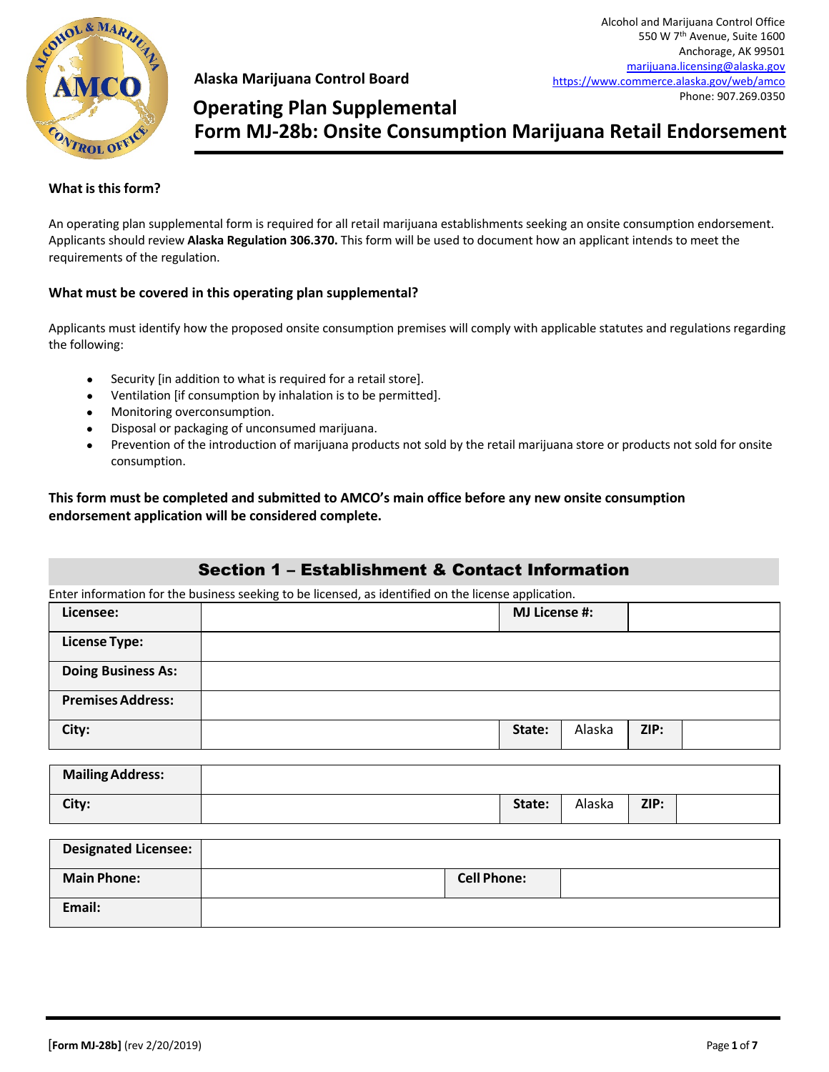Alcohol and Marijuana Control Office
550 W 7th Avenue, Suite 1600
Anchorage, AK 99501
marijuana.licensing@alaska.gov
https://www.commerce.alaska.gov/web/amco
Phone: 907.269.0350

**Alaska Marijuana Control Board**

# Operating Plan Supplemental
# Form MJ-28b: Onsite Consumption Marijuana Retail Endorsement

### What is this form?

An operating plan supplemental form is required for all retail marijuana establishments seeking an onsite consumption endorsement. Applicants should review **Alaska Regulation 306.370.** This form will be used to document how an applicant intends to meet the requirements of the regulation.

### What must be covered in this operating plan supplemental?

Applicants must identify how the proposed onsite consumption premises will comply with applicable statutes and regulations regarding the following:

- Security [in addition to what is required for a retail store].
- Ventilation [if consumption by inhalation is to be permitted].
- Monitoring overconsumption.
- Disposal or packaging of unconsumed marijuana.
- Prevention of the introduction of marijuana products not sold by the retail marijuana store or products not sold for onsite consumption.

**This form must be completed and submitted to AMCO's main office before any new onsite consumption endorsement application will be considered complete.**

## Section 1 – Establishment & Contact Information

Enter information for the business seeking to be licensed, as identified on the license application.

| **Licensee:** | | **MJ License #:** | | | |
|---|---|---|---|---|---|
| **License Type:** | | | | | |
| **Doing Business As:** | | | | | |
| **Premises Address:** | | | | | |
| **City:** | | **State:** | Alaska | **ZIP:** | |

| **Mailing Address:** | | | | | |
|---|---|---|---|---|---|
| **City:** | | **State:** | Alaska | **ZIP:** | |

| **Designated Licensee:** | | | |
|---|---|---|---|
| **Main Phone:** | | **Cell Phone:** | |
| **Email:** | | | |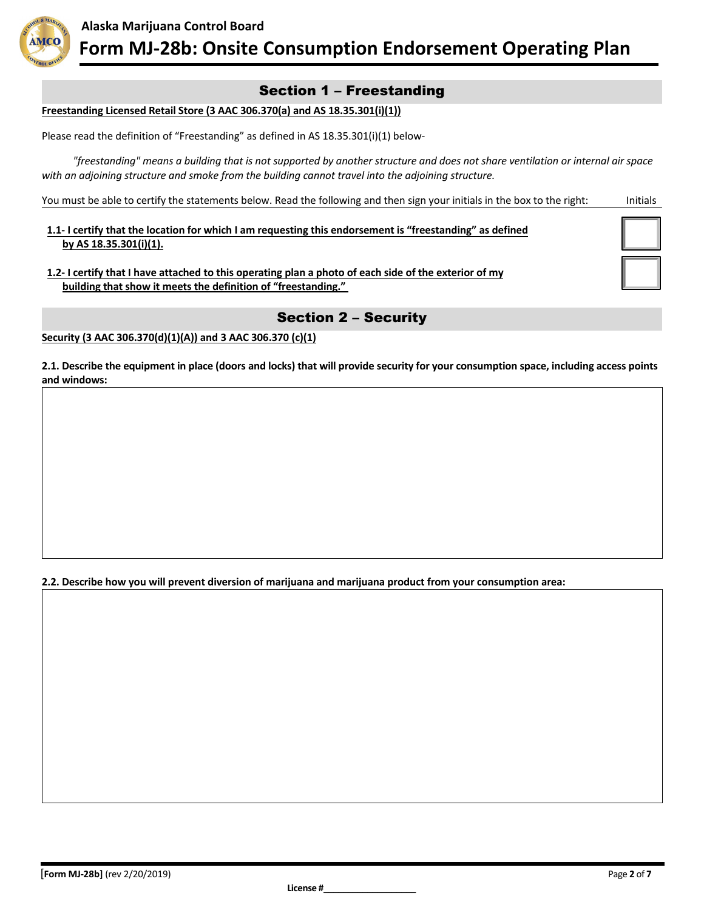# Alaska Marijuana Control Board

# Form MJ-28b: Onsite Consumption Endorsement Operating Plan

## Section 1 – Freestanding

**Freestanding Licensed Retail Store (3 AAC 306.370(a) and AS 18.35.301(i)(1))**

Please read the definition of "Freestanding" as defined in AS 18.35.301(i)(1) below-

*"freestanding" means a building that is not supported by another structure and does not share ventilation or internal air space with an adjoining structure and smoke from the building cannot travel into the adjoining structure.*

You must be able to certify the statements below. Read the following and then sign your initials in the box to the right:

| Statement | Initials |
|---|---|
| **1.1- I certify that the location for which I am requesting this endorsement is "freestanding" as defined by AS 18.35.301(i)(1).** | |
| **1.2- I certify that I have attached to this operating plan a photo of each side of the exterior of my building that show it meets the definition of "freestanding."** | |

## Section 2 – Security

**Security (3 AAC 306.370(d)(1)(A)) and 3 AAC 306.370 (c)(1)**

**2.1. Describe the equipment in place (doors and locks) that will provide security for your consumption space, including access points and windows:**

**2.2. Describe how you will prevent diversion of marijuana and marijuana product from your consumption area:**

**License #**___________________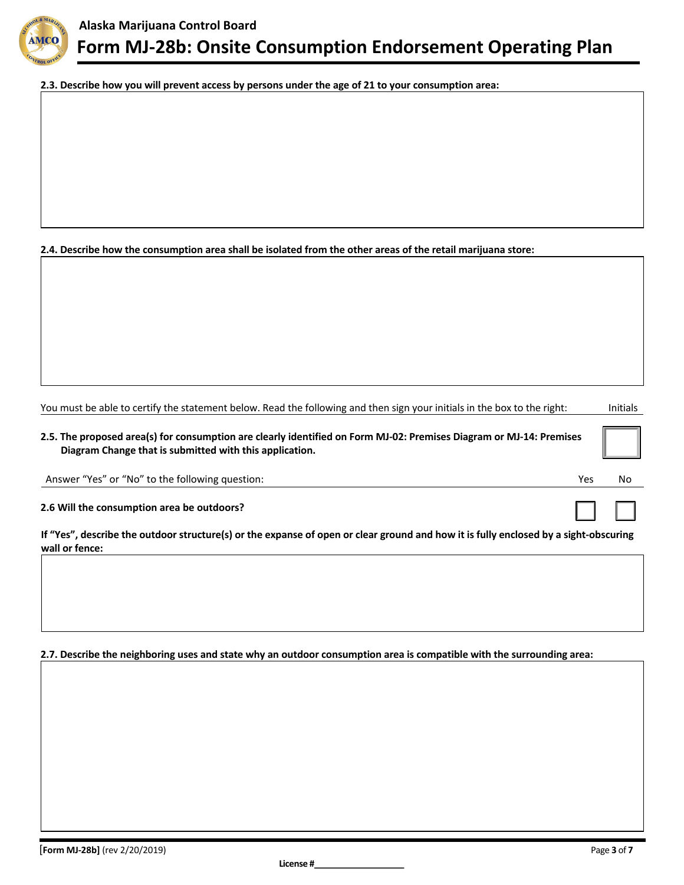**2.3. Describe how you will prevent access by persons under the age of 21 to your consumption area:**

**2.4. Describe how the consumption area shall be isolated from the other areas of the retail marijuana store:**

You must be able to certify the statement below. Read the following and then sign your initials in the box to the right: Initials

**2.5. The proposed area(s) for consumption are clearly identified on Form MJ-02: Premises Diagram or MJ-14: Premises Diagram Change that is submitted with this application.** ☐

| Answer "Yes" or "No" to the following question: | Yes | No |
|---|---|---|
| **2.6 Will the consumption area be outdoors?** | ☐ | ☐ |

**If "Yes", describe the outdoor structure(s) or the expanse of open or clear ground and how it is fully enclosed by a sight-obscuring wall or fence:**

**2.7. Describe the neighboring uses and state why an outdoor consumption area is compatible with the surrounding area:**

**License #**___________________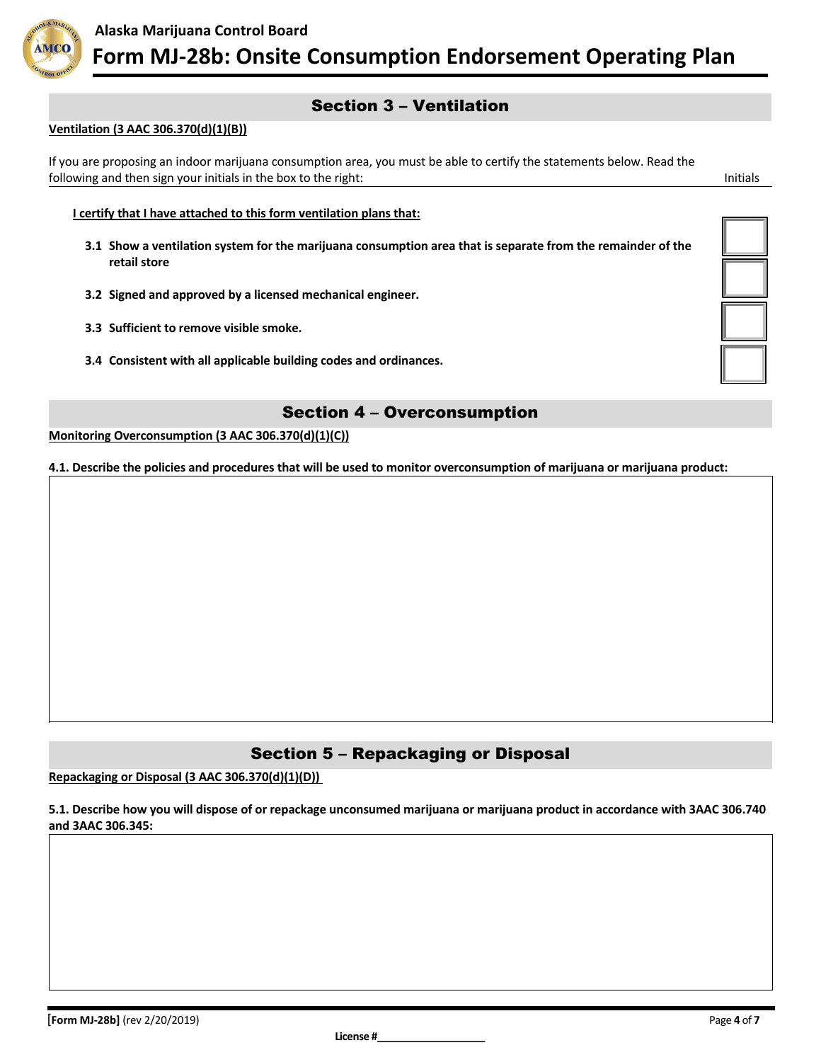## Section 3 – Ventilation

**Ventilation (3 AAC 306.370(d)(1)(B))**

If you are proposing an indoor marijuana consumption area, you must be able to certify the statements below. Read the following and then sign your initials in the box to the right:

| | Initials |
|---|---|
| **I certify that I have attached to this form ventilation plans that:** | |
| **3.1 Show a ventilation system for the marijuana consumption area that is separate from the remainder of the retail store** | |
| **3.2 Signed and approved by a licensed mechanical engineer.** | |
| **3.3 Sufficient to remove visible smoke.** | |
| **3.4 Consistent with all applicable building codes and ordinances.** | |

## Section 4 – Overconsumption

**Monitoring Overconsumption (3 AAC 306.370(d)(1)(C))**

**4.1. Describe the policies and procedures that will be used to monitor overconsumption of marijuana or marijuana product:**

## Section 5 – Repackaging or Disposal

**Repackaging or Disposal (3 AAC 306.370(d)(1)(D))**

**5.1. Describe how you will dispose of or repackage unconsumed marijuana or marijuana product in accordance with 3AAC 306.740 and 3AAC 306.345:**

**License #**___________________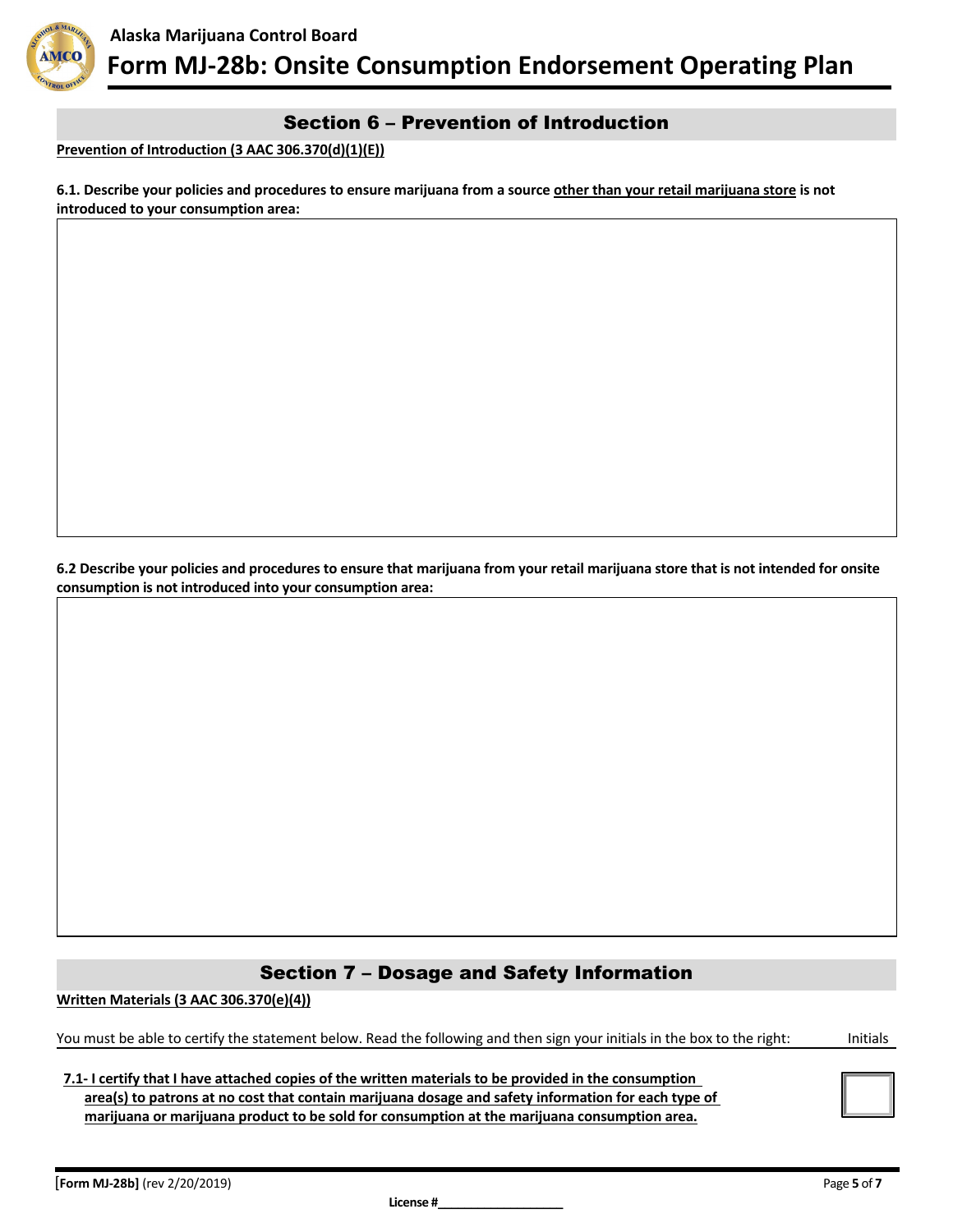## Section 6 – Prevention of Introduction

**Prevention of Introduction (3 AAC 306.370(d)(1)(E))**

**6.1. Describe your policies and procedures to ensure marijuana from a source other than your retail marijuana store is not introduced to your consumption area:**

**6.2 Describe your policies and procedures to ensure that marijuana from your retail marijuana store that is not intended for onsite consumption is not introduced into your consumption area:**

## Section 7 – Dosage and Safety Information

**Written Materials (3 AAC 306.370(e)(4))**

You must be able to certify the statement below. Read the following and then sign your initials in the box to the right: Initials

**7.1- I certify that I have attached copies of the written materials to be provided in the consumption area(s) to patrons at no cost that contain marijuana dosage and safety information for each type of marijuana or marijuana product to be sold for consumption at the marijuana consumption area.**

[Form MJ-28b] (rev 2/20/2019)

License #___________________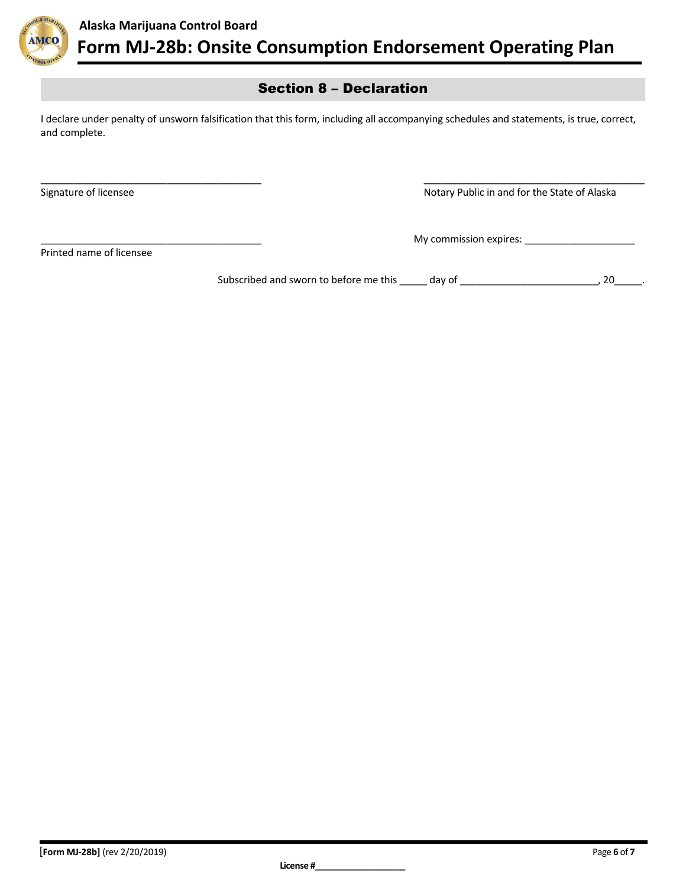## Section 8 – Declaration

I declare under penalty of unsworn falsification that this form, including all accompanying schedules and statements, is true, correct, and complete.

_________________________________________
Signature of licensee

_________________________________________
Notary Public in and for the State of Alaska

_________________________________________
Printed name of licensee

My commission expires: ____________________

Subscribed and sworn to before me this _____ day of _________________________, 20_____.

License #__________________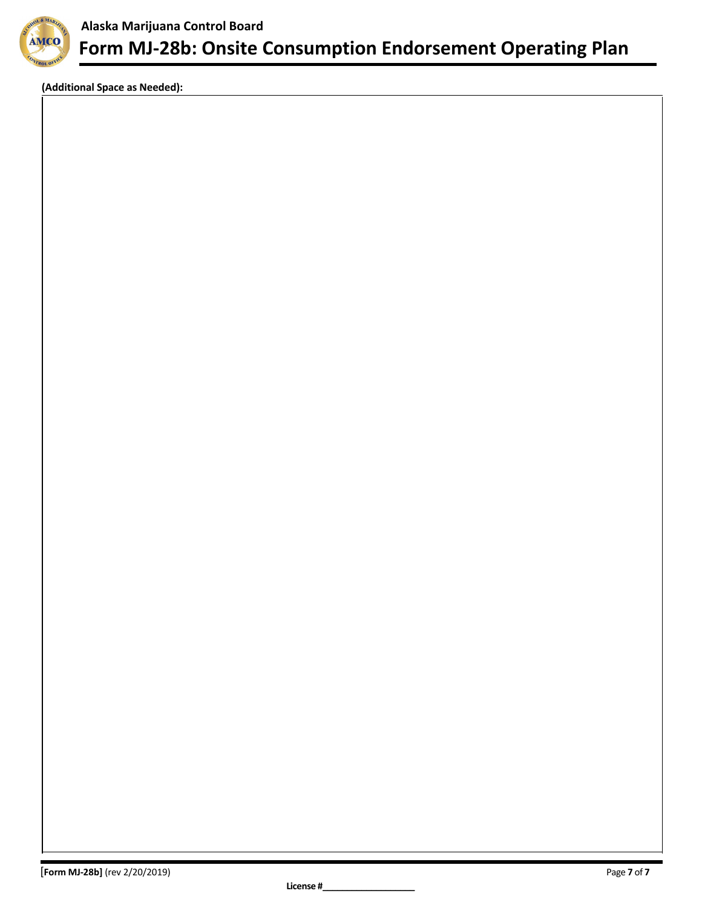**(Additional Space as Needed):**

License #\_\_\_\_\_\_\_\_\_\_\_\_\_\_\_\_\_\_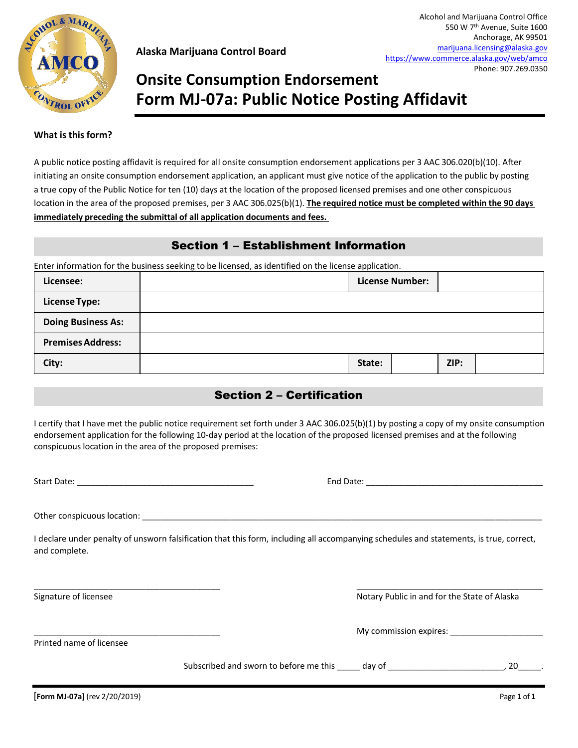Alcohol and Marijuana Control Office
550 W 7th Avenue, Suite 1600
Anchorage, AK 99501
marijuana.licensing@alaska.gov
https://www.commerce.alaska.gov/web/amco
Phone: 907.269.0350

**Alaska Marijuana Control Board**

# Onsite Consumption Endorsement
# Form MJ-07a: Public Notice Posting Affidavit

**What is this form?**

A public notice posting affidavit is required for all onsite consumption endorsement applications per 3 AAC 306.020(b)(10). After initiating an onsite consumption endorsement application, an applicant must give notice of the application to the public by posting a true copy of the Public Notice for ten (10) days at the location of the proposed licensed premises and one other conspicuous location in the area of the proposed premises, per 3 AAC 306.025(b)(1). **The required notice must be completed within the 90 days immediately preceding the submittal of all application documents and fees.**

## Section 1 – Establishment Information

Enter information for the business seeking to be licensed, as identified on the license application.

| | | | | | |
|---|---|---|---|---|---|
| **Licensee:** | | **License Number:** | | | |
| **License Type:** | | | | | |
| **Doing Business As:** | | | | | |
| **Premises Address:** | | | | | |
| **City:** | | **State:** | | **ZIP:** | |

## Section 2 – Certification

I certify that I have met the public notice requirement set forth under 3 AAC 306.025(b)(1) by posting a copy of my onsite consumption endorsement application for the following 10-day period at the location of the proposed licensed premises and at the following conspicuous location in the area of the proposed premises:

Start Date: ______________________________________ End Date: ______________________________________

Other conspicuous location: ______________________________________________________________________

I declare under penalty of unsworn falsification that this form, including all accompanying schedules and statements, is true, correct, and complete.

________________________________________
Signature of licensee

________________________________________
Notary Public in and for the State of Alaska

________________________________________
Printed name of licensee

My commission expires: ____________________

Subscribed and sworn to before me this _____ day of ________________________, 20_____.

[Form MJ-07a] (rev 2/20/2019)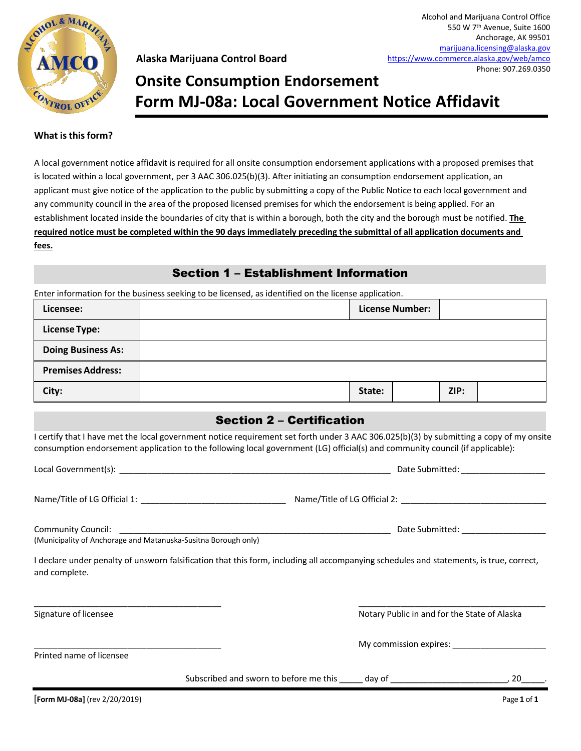Alcohol and Marijuana Control Office
550 W 7th Avenue, Suite 1600
Anchorage, AK 99501
marijuana.licensing@alaska.gov
https://www.commerce.alaska.gov/web/amco
Phone: 907.269.0350

**Alaska Marijuana Control Board**

# Onsite Consumption Endorsement
# Form MJ-08a: Local Government Notice Affidavit

**What is this form?**

A local government notice affidavit is required for all onsite consumption endorsement applications with a proposed premises that is located within a local government, per 3 AAC 306.025(b)(3). After initiating an consumption endorsement application, an applicant must give notice of the application to the public by submitting a copy of the Public Notice to each local government and any community council in the area of the proposed licensed premises for which the endorsement is being applied. For an establishment located inside the boundaries of city that is within a borough, both the city and the borough must be notified. **The required notice must be completed within the 90 days immediately preceding the submittal of all application documents and fees.**

## Section 1 – Establishment Information

Enter information for the business seeking to be licensed, as identified on the license application.

| | | | | | |
|---|---|---|---|---|---|
| **Licensee:** | | **License Number:** | | | |
| **License Type:** | | | | | |
| **Doing Business As:** | | | | | |
| **Premises Address:** | | | | | |
| **City:** | | **State:** | | **ZIP:** | |

## Section 2 – Certification

I certify that I have met the local government notice requirement set forth under 3 AAC 306.025(b)(3) by submitting a copy of my onsite consumption endorsement application to the following local government (LG) official(s) and community council (if applicable):

Local Government(s): ______________________________ Date Submitted: ______________

Name/Title of LG Official 1: ______________________ Name/Title of LG Official 2: ______________________

Community Council: ______________________________ Date Submitted: ______________
(Municipality of Anchorage and Matanuska-Susitna Borough only)

I declare under penalty of unsworn falsification that this form, including all accompanying schedules and statements, is true, correct, and complete.

______________________________
Signature of licensee

______________________________
Notary Public in and for the State of Alaska

______________________________
Printed name of licensee

My commission expires: ______________

Subscribed and sworn to before me this _____ day of ______________________, 20_____.

[Form MJ-08a] (rev 2/20/2019)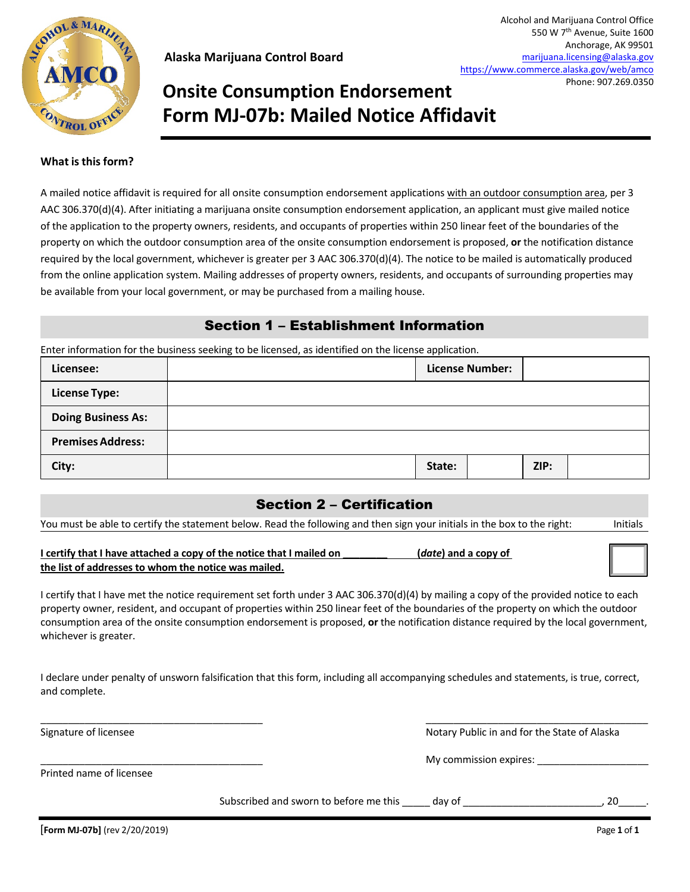Alcohol and Marijuana Control Office
550 W 7th Avenue, Suite 1600
Anchorage, AK 99501
marijuana.licensing@alaska.gov
https://www.commerce.alaska.gov/web/amco
Phone: 907.269.0350

**Alaska Marijuana Control Board**

# Onsite Consumption Endorsement
# Form MJ-07b: Mailed Notice Affidavit

**What is this form?**

A mailed notice affidavit is required for all onsite consumption endorsement applications <u>with an outdoor consumption area</u>, per 3 AAC 306.370(d)(4). After initiating a marijuana onsite consumption endorsement application, an applicant must give mailed notice of the application to the property owners, residents, and occupants of properties within 250 linear feet of the boundaries of the property on which the outdoor consumption area of the onsite consumption endorsement is proposed, **or** the notification distance required by the local government, whichever is greater per 3 AAC 306.370(d)(4). The notice to be mailed is automatically produced from the online application system. Mailing addresses of property owners, residents, and occupants of surrounding properties may be available from your local government, or may be purchased from a mailing house.

## Section 1 – Establishment Information

Enter information for the business seeking to be licensed, as identified on the license application.

| | | | | | |
|---|---|---|---|---|---|
| **Licensee:** | | **License Number:** | | | |
| **License Type:** | | | | | |
| **Doing Business As:** | | | | | |
| **Premises Address:** | | | | | |
| **City:** | | **State:** | | **ZIP:** | |

## Section 2 – Certification

You must be able to certify the statement below. Read the following and then sign your initials in the box to the right: Initials

**<u>I certify that I have attached a copy of the notice that I mailed on ________ (*date*) and a copy of the list of addresses to whom the notice was mailed.</u>** [ ]

I certify that I have met the notice requirement set forth under 3 AAC 306.370(d)(4) by mailing a copy of the provided notice to each property owner, resident, and occupant of properties within 250 linear feet of the boundaries of the property on which the outdoor consumption area of the onsite consumption endorsement is proposed, **or** the notification distance required by the local government, whichever is greater.

I declare under penalty of unsworn falsification that this form, including all accompanying schedules and statements, is true, correct, and complete.

________________________________________
Signature of licensee

________________________________________
Printed name of licensee

________________________________________
Notary Public in and for the State of Alaska

My commission expires: ____________________

Subscribed and sworn to before me this _____ day of ________________________, 20_____.

**[Form MJ-07b]** (rev 2/20/2019)